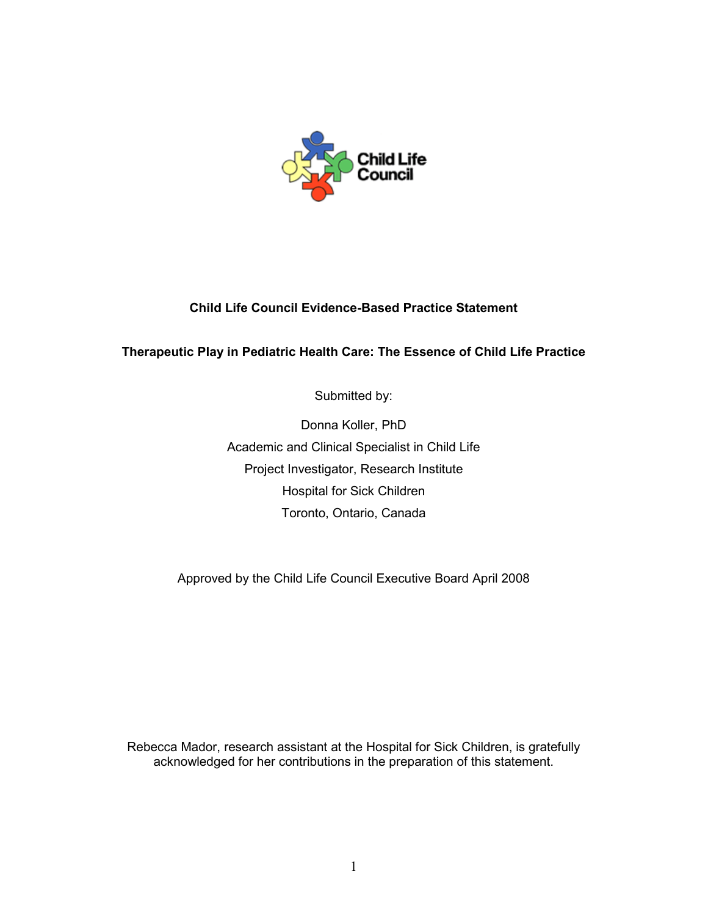Child Life Council

**Child Life Council Evidence-Based Practice Statement**

**Therapeutic Play in Pediatric Health Care: The Essence of Child Life Practice**

Submitted by:

Donna Koller, PhD
Academic and Clinical Specialist in Child Life
Project Investigator, Research Institute
Hospital for Sick Children
Toronto, Ontario, Canada

Approved by the Child Life Council Executive Board April 2008

Rebecca Mador, research assistant at the Hospital for Sick Children, is gratefully acknowledged for her contributions in the preparation of this statement.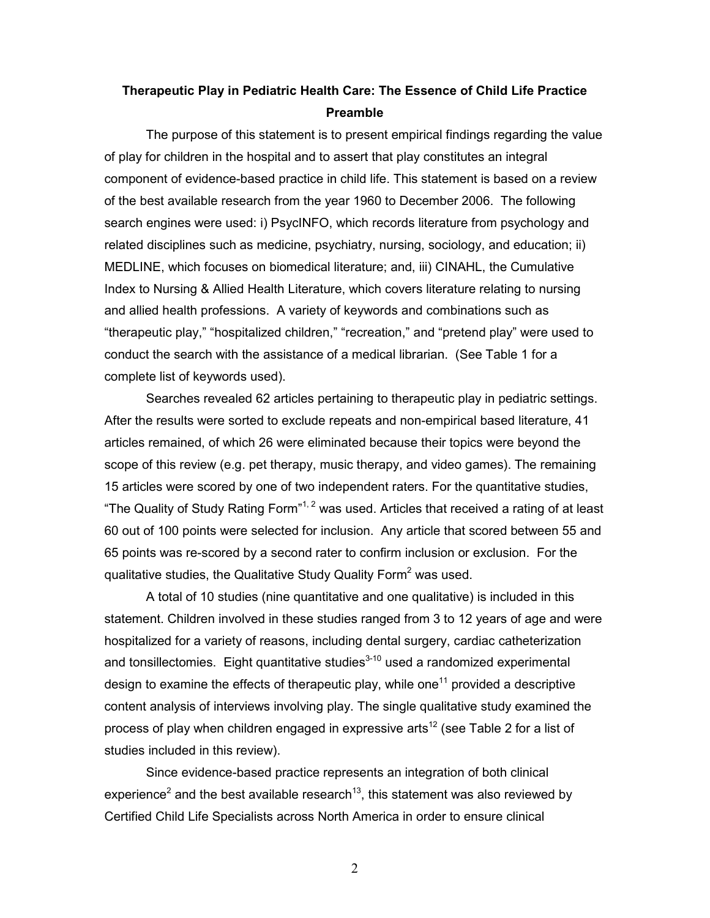# Therapeutic Play in Pediatric Health Care: The Essence of Child Life Practice

## Preamble

The purpose of this statement is to present empirical findings regarding the value of play for children in the hospital and to assert that play constitutes an integral component of evidence-based practice in child life. This statement is based on a review of the best available research from the year 1960 to December 2006. The following search engines were used: i) PsycINFO, which records literature from psychology and related disciplines such as medicine, psychiatry, nursing, sociology, and education; ii) MEDLINE, which focuses on biomedical literature; and, iii) CINAHL, the Cumulative Index to Nursing & Allied Health Literature, which covers literature relating to nursing and allied health professions. A variety of keywords and combinations such as "therapeutic play," "hospitalized children," "recreation," and "pretend play" were used to conduct the search with the assistance of a medical librarian. (See Table 1 for a complete list of keywords used).

Searches revealed 62 articles pertaining to therapeutic play in pediatric settings. After the results were sorted to exclude repeats and non-empirical based literature, 41 articles remained, of which 26 were eliminated because their topics were beyond the scope of this review (e.g. pet therapy, music therapy, and video games). The remaining 15 articles were scored by one of two independent raters. For the quantitative studies, "The Quality of Study Rating Form"[1, 2] was used. Articles that received a rating of at least 60 out of 100 points were selected for inclusion. Any article that scored between 55 and 65 points was re-scored by a second rater to confirm inclusion or exclusion. For the qualitative studies, the Qualitative Study Quality Form[2] was used.

A total of 10 studies (nine quantitative and one qualitative) is included in this statement. Children involved in these studies ranged from 3 to 12 years of age and were hospitalized for a variety of reasons, including dental surgery, cardiac catheterization and tonsillectomies. Eight quantitative studies[3-10] used a randomized experimental design to examine the effects of therapeutic play, while one[11] provided a descriptive content analysis of interviews involving play. The single qualitative study examined the process of play when children engaged in expressive arts[12] (see Table 2 for a list of studies included in this review).

Since evidence-based practice represents an integration of both clinical experience[2] and the best available research[13], this statement was also reviewed by Certified Child Life Specialists across North America in order to ensure clinical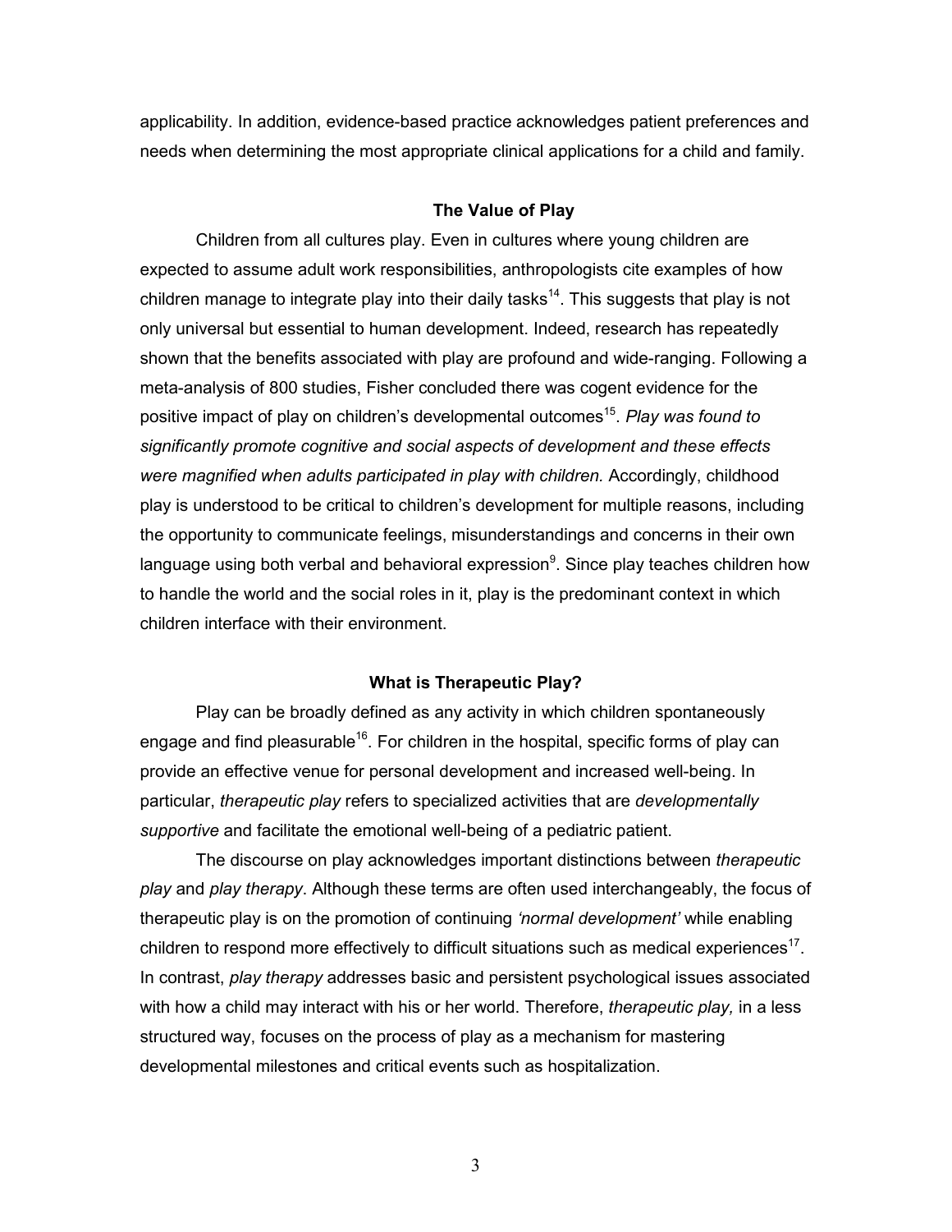applicability. In addition, evidence-based practice acknowledges patient preferences and needs when determining the most appropriate clinical applications for a child and family.

## The Value of Play

Children from all cultures play. Even in cultures where young children are expected to assume adult work responsibilities, anthropologists cite examples of how children manage to integrate play into their daily tasks[14]. This suggests that play is not only universal but essential to human development. Indeed, research has repeatedly shown that the benefits associated with play are profound and wide-ranging. Following a meta-analysis of 800 studies, Fisher concluded there was cogent evidence for the positive impact of play on children's developmental outcomes[15]. *Play was found to significantly promote cognitive and social aspects of development and these effects were magnified when adults participated in play with children.* Accordingly, childhood play is understood to be critical to children's development for multiple reasons, including the opportunity to communicate feelings, misunderstandings and concerns in their own language using both verbal and behavioral expression[9]. Since play teaches children how to handle the world and the social roles in it, play is the predominant context in which children interface with their environment.

## What is Therapeutic Play?

Play can be broadly defined as any activity in which children spontaneously engage and find pleasurable[16]. For children in the hospital, specific forms of play can provide an effective venue for personal development and increased well-being. In particular, *therapeutic play* refers to specialized activities that are *developmentally supportive* and facilitate the emotional well-being of a pediatric patient.

The discourse on play acknowledges important distinctions between *therapeutic play* and *play therapy*. Although these terms are often used interchangeably, the focus of therapeutic play is on the promotion of continuing *'normal development'* while enabling children to respond more effectively to difficult situations such as medical experiences[17]. In contrast, *play therapy* addresses basic and persistent psychological issues associated with how a child may interact with his or her world. Therefore, *therapeutic play,* in a less structured way, focuses on the process of play as a mechanism for mastering developmental milestones and critical events such as hospitalization.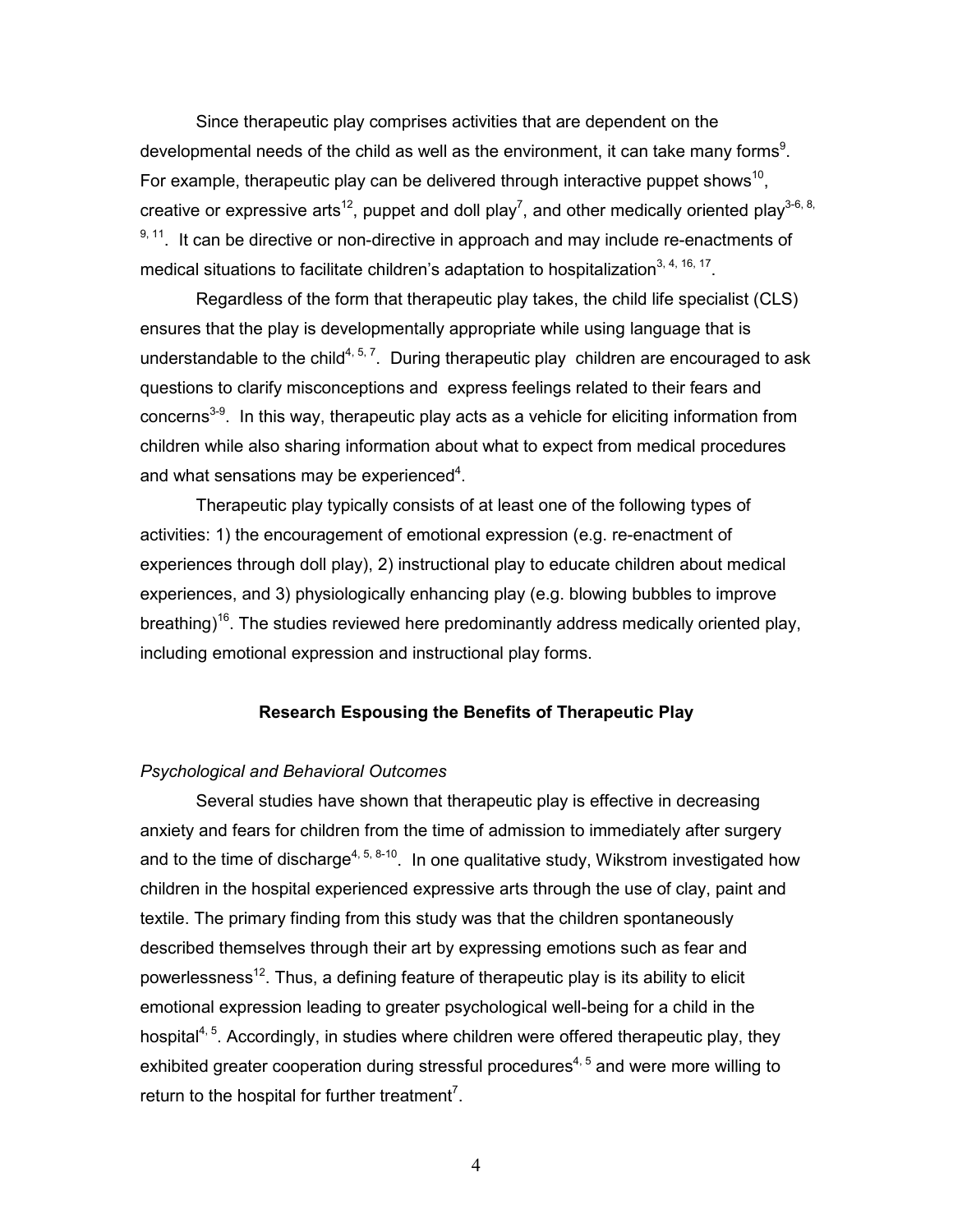Since therapeutic play comprises activities that are dependent on the developmental needs of the child as well as the environment, it can take many forms[9]. For example, therapeutic play can be delivered through interactive puppet shows[10], creative or expressive arts[12], puppet and doll play[7], and other medically oriented play[3-6, 8, 9, 11]. It can be directive or non-directive in approach and may include re-enactments of medical situations to facilitate children's adaptation to hospitalization[3, 4, 16, 17].

Regardless of the form that therapeutic play takes, the child life specialist (CLS) ensures that the play is developmentally appropriate while using language that is understandable to the child[4, 5, 7]. During therapeutic play children are encouraged to ask questions to clarify misconceptions and express feelings related to their fears and concerns[3-9]. In this way, therapeutic play acts as a vehicle for eliciting information from children while also sharing information about what to expect from medical procedures and what sensations may be experienced[4].

Therapeutic play typically consists of at least one of the following types of activities: 1) the encouragement of emotional expression (e.g. re-enactment of experiences through doll play), 2) instructional play to educate children about medical experiences, and 3) physiologically enhancing play (e.g. blowing bubbles to improve breathing)[16]. The studies reviewed here predominantly address medically oriented play, including emotional expression and instructional play forms.

## Research Espousing the Benefits of Therapeutic Play

### *Psychological and Behavioral Outcomes*

Several studies have shown that therapeutic play is effective in decreasing anxiety and fears for children from the time of admission to immediately after surgery and to the time of discharge[4, 5, 8-10]. In one qualitative study, Wikstrom investigated how children in the hospital experienced expressive arts through the use of clay, paint and textile. The primary finding from this study was that the children spontaneously described themselves through their art by expressing emotions such as fear and powerlessness[12]. Thus, a defining feature of therapeutic play is its ability to elicit emotional expression leading to greater psychological well-being for a child in the hospital[4, 5]. Accordingly, in studies where children were offered therapeutic play, they exhibited greater cooperation during stressful procedures[4, 5] and were more willing to return to the hospital for further treatment[7].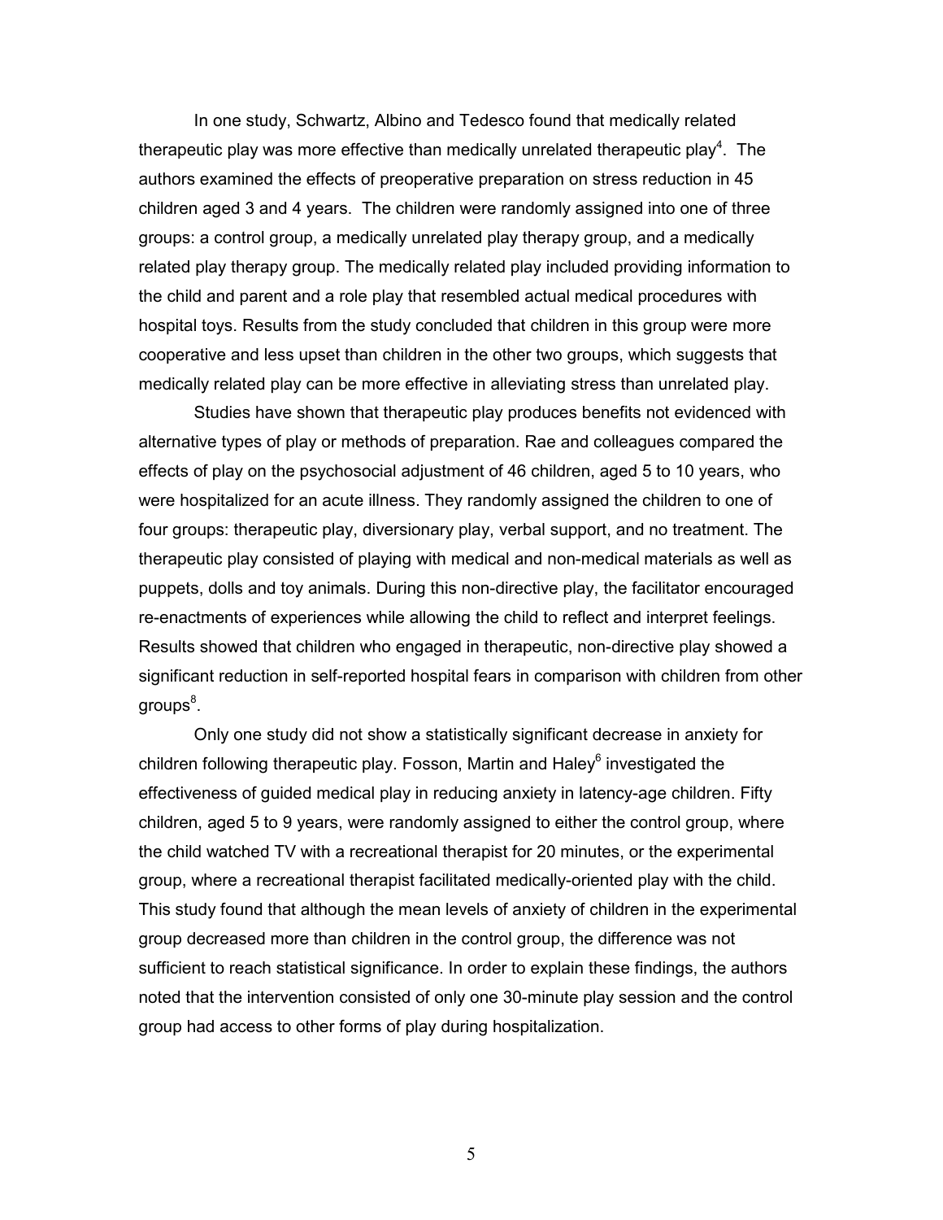In one study, Schwartz, Albino and Tedesco found that medically related therapeutic play was more effective than medically unrelated therapeutic play[4]. The authors examined the effects of preoperative preparation on stress reduction in 45 children aged 3 and 4 years. The children were randomly assigned into one of three groups: a control group, a medically unrelated play therapy group, and a medically related play therapy group. The medically related play included providing information to the child and parent and a role play that resembled actual medical procedures with hospital toys. Results from the study concluded that children in this group were more cooperative and less upset than children in the other two groups, which suggests that medically related play can be more effective in alleviating stress than unrelated play.

Studies have shown that therapeutic play produces benefits not evidenced with alternative types of play or methods of preparation. Rae and colleagues compared the effects of play on the psychosocial adjustment of 46 children, aged 5 to 10 years, who were hospitalized for an acute illness. They randomly assigned the children to one of four groups: therapeutic play, diversionary play, verbal support, and no treatment. The therapeutic play consisted of playing with medical and non-medical materials as well as puppets, dolls and toy animals. During this non-directive play, the facilitator encouraged re-enactments of experiences while allowing the child to reflect and interpret feelings. Results showed that children who engaged in therapeutic, non-directive play showed a significant reduction in self-reported hospital fears in comparison with children from other groups[8].

Only one study did not show a statistically significant decrease in anxiety for children following therapeutic play. Fosson, Martin and Haley[6] investigated the effectiveness of guided medical play in reducing anxiety in latency-age children. Fifty children, aged 5 to 9 years, were randomly assigned to either the control group, where the child watched TV with a recreational therapist for 20 minutes, or the experimental group, where a recreational therapist facilitated medically-oriented play with the child. This study found that although the mean levels of anxiety of children in the experimental group decreased more than children in the control group, the difference was not sufficient to reach statistical significance. In order to explain these findings, the authors noted that the intervention consisted of only one 30-minute play session and the control group had access to other forms of play during hospitalization.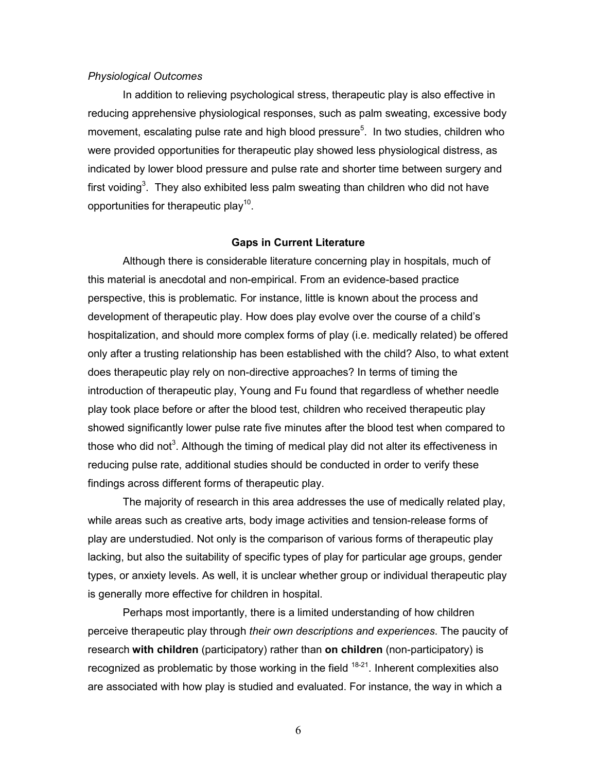*Physiological Outcomes*

In addition to relieving psychological stress, therapeutic play is also effective in reducing apprehensive physiological responses, such as palm sweating, excessive body movement, escalating pulse rate and high blood pressure[5]. In two studies, children who were provided opportunities for therapeutic play showed less physiological distress, as indicated by lower blood pressure and pulse rate and shorter time between surgery and first voiding[3]. They also exhibited less palm sweating than children who did not have opportunities for therapeutic play[10].

## Gaps in Current Literature

Although there is considerable literature concerning play in hospitals, much of this material is anecdotal and non-empirical. From an evidence-based practice perspective, this is problematic. For instance, little is known about the process and development of therapeutic play. How does play evolve over the course of a child's hospitalization, and should more complex forms of play (i.e. medically related) be offered only after a trusting relationship has been established with the child? Also, to what extent does therapeutic play rely on non-directive approaches? In terms of timing the introduction of therapeutic play, Young and Fu found that regardless of whether needle play took place before or after the blood test, children who received therapeutic play showed significantly lower pulse rate five minutes after the blood test when compared to those who did not[3]. Although the timing of medical play did not alter its effectiveness in reducing pulse rate, additional studies should be conducted in order to verify these findings across different forms of therapeutic play.

The majority of research in this area addresses the use of medically related play, while areas such as creative arts, body image activities and tension-release forms of play are understudied. Not only is the comparison of various forms of therapeutic play lacking, but also the suitability of specific types of play for particular age groups, gender types, or anxiety levels. As well, it is unclear whether group or individual therapeutic play is generally more effective for children in hospital.

Perhaps most importantly, there is a limited understanding of how children perceive therapeutic play through *their own descriptions and experiences*. The paucity of research **with children** (participatory) rather than **on children** (non-participatory) is recognized as problematic by those working in the field [18-21]. Inherent complexities also are associated with how play is studied and evaluated. For instance, the way in which a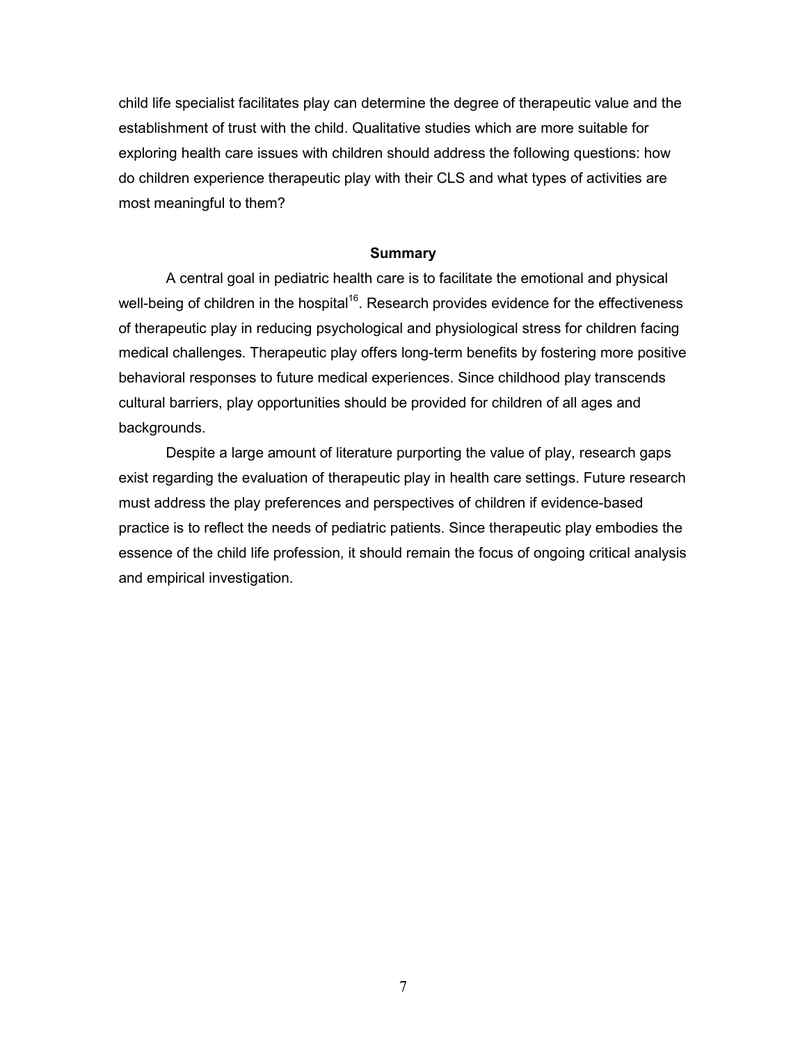child life specialist facilitates play can determine the degree of therapeutic value and the establishment of trust with the child. Qualitative studies which are more suitable for exploring health care issues with children should address the following questions: how do children experience therapeutic play with their CLS and what types of activities are most meaningful to them?

## Summary

A central goal in pediatric health care is to facilitate the emotional and physical well-being of children in the hospital[16]. Research provides evidence for the effectiveness of therapeutic play in reducing psychological and physiological stress for children facing medical challenges. Therapeutic play offers long-term benefits by fostering more positive behavioral responses to future medical experiences. Since childhood play transcends cultural barriers, play opportunities should be provided for children of all ages and backgrounds.

Despite a large amount of literature purporting the value of play, research gaps exist regarding the evaluation of therapeutic play in health care settings. Future research must address the play preferences and perspectives of children if evidence-based practice is to reflect the needs of pediatric patients. Since therapeutic play embodies the essence of the child life profession, it should remain the focus of ongoing critical analysis and empirical investigation.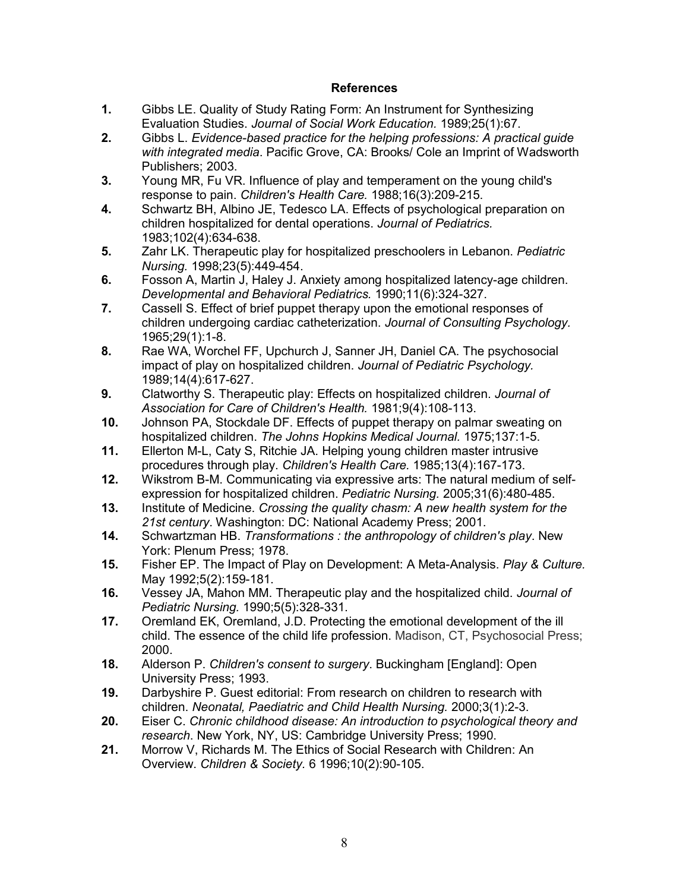## References

1. Gibbs LE. Quality of Study Rating Form: An Instrument for Synthesizing Evaluation Studies. *Journal of Social Work Education.* 1989;25(1):67.
2. Gibbs L. *Evidence-based practice for the helping professions: A practical guide with integrated media*. Pacific Grove, CA: Brooks/ Cole an Imprint of Wadsworth Publishers; 2003.
3. Young MR, Fu VR. Influence of play and temperament on the young child's response to pain. *Children's Health Care.* 1988;16(3):209-215.
4. Schwartz BH, Albino JE, Tedesco LA. Effects of psychological preparation on children hospitalized for dental operations. *Journal of Pediatrics.* 1983;102(4):634-638.
5. Zahr LK. Therapeutic play for hospitalized preschoolers in Lebanon. *Pediatric Nursing.* 1998;23(5):449-454.
6. Fosson A, Martin J, Haley J. Anxiety among hospitalized latency-age children. *Developmental and Behavioral Pediatrics.* 1990;11(6):324-327.
7. Cassell S. Effect of brief puppet therapy upon the emotional responses of children undergoing cardiac catheterization. *Journal of Consulting Psychology.* 1965;29(1):1-8.
8. Rae WA, Worchel FF, Upchurch J, Sanner JH, Daniel CA. The psychosocial impact of play on hospitalized children. *Journal of Pediatric Psychology.* 1989;14(4):617-627.
9. Clatworthy S. Therapeutic play: Effects on hospitalized children. *Journal of Association for Care of Children's Health.* 1981;9(4):108-113.
10. Johnson PA, Stockdale DF. Effects of puppet therapy on palmar sweating on hospitalized children. *The Johns Hopkins Medical Journal.* 1975;137:1-5.
11. Ellerton M-L, Caty S, Ritchie JA. Helping young children master intrusive procedures through play. *Children's Health Care.* 1985;13(4):167-173.
12. Wikstrom B-M. Communicating via expressive arts: The natural medium of self-expression for hospitalized children. *Pediatric Nursing.* 2005;31(6):480-485.
13. Institute of Medicine. *Crossing the quality chasm: A new health system for the 21st century*. Washington: DC: National Academy Press; 2001.
14. Schwartzman HB. *Transformations : the anthropology of children's play*. New York: Plenum Press; 1978.
15. Fisher EP. The Impact of Play on Development: A Meta-Analysis. *Play & Culture.* May 1992;5(2):159-181.
16. Vessey JA, Mahon MM. Therapeutic play and the hospitalized child. *Journal of Pediatric Nursing.* 1990;5(5):328-331.
17. Oremland EK, Oremland, J.D. Protecting the emotional development of the ill child. The essence of the child life profession. Madison, CT, Psychosocial Press; 2000.
18. Alderson P. *Children's consent to surgery*. Buckingham [England]: Open University Press; 1993.
19. Darbyshire P. Guest editorial: From research on children to research with children. *Neonatal, Paediatric and Child Health Nursing.* 2000;3(1):2-3.
20. Eiser C. *Chronic childhood disease: An introduction to psychological theory and research*. New York, NY, US: Cambridge University Press; 1990.
21. Morrow V, Richards M. The Ethics of Social Research with Children: An Overview. *Children & Society.* 6 1996;10(2):90-105.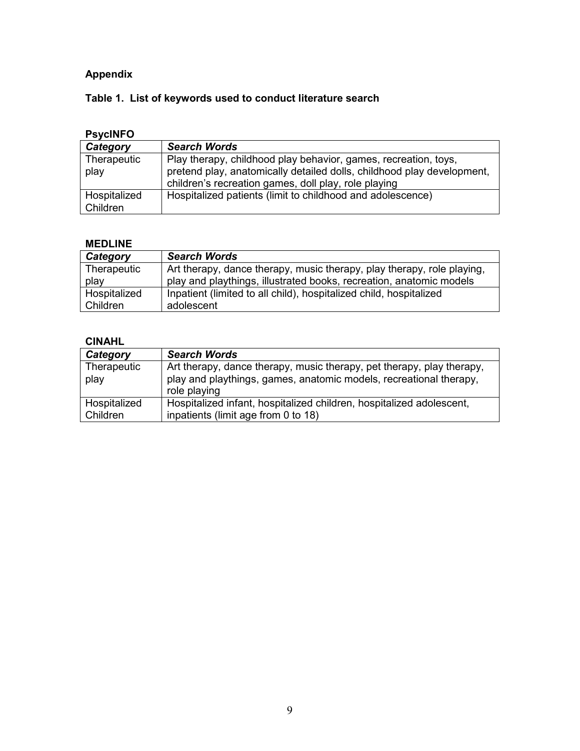## Appendix

### Table 1. List of keywords used to conduct literature search

**PsycINFO**

| *Category* | *Search Words* |
|---|---|
| Therapeutic play | Play therapy, childhood play behavior, games, recreation, toys, pretend play, anatomically detailed dolls, childhood play development, children's recreation games, doll play, role playing |
| Hospitalized Children | Hospitalized patients (limit to childhood and adolescence) |

**MEDLINE**

| *Category* | *Search Words* |
|---|---|
| Therapeutic play | Art therapy, dance therapy, music therapy, play therapy, role playing, play and playthings, illustrated books, recreation, anatomic models |
| Hospitalized Children | Inpatient (limited to all child), hospitalized child, hospitalized adolescent |

**CINAHL**

| *Category* | *Search Words* |
|---|---|
| Therapeutic play | Art therapy, dance therapy, music therapy, pet therapy, play therapy, play and playthings, games, anatomic models, recreational therapy, role playing |
| Hospitalized Children | Hospitalized infant, hospitalized children, hospitalized adolescent, inpatients (limit age from 0 to 18) |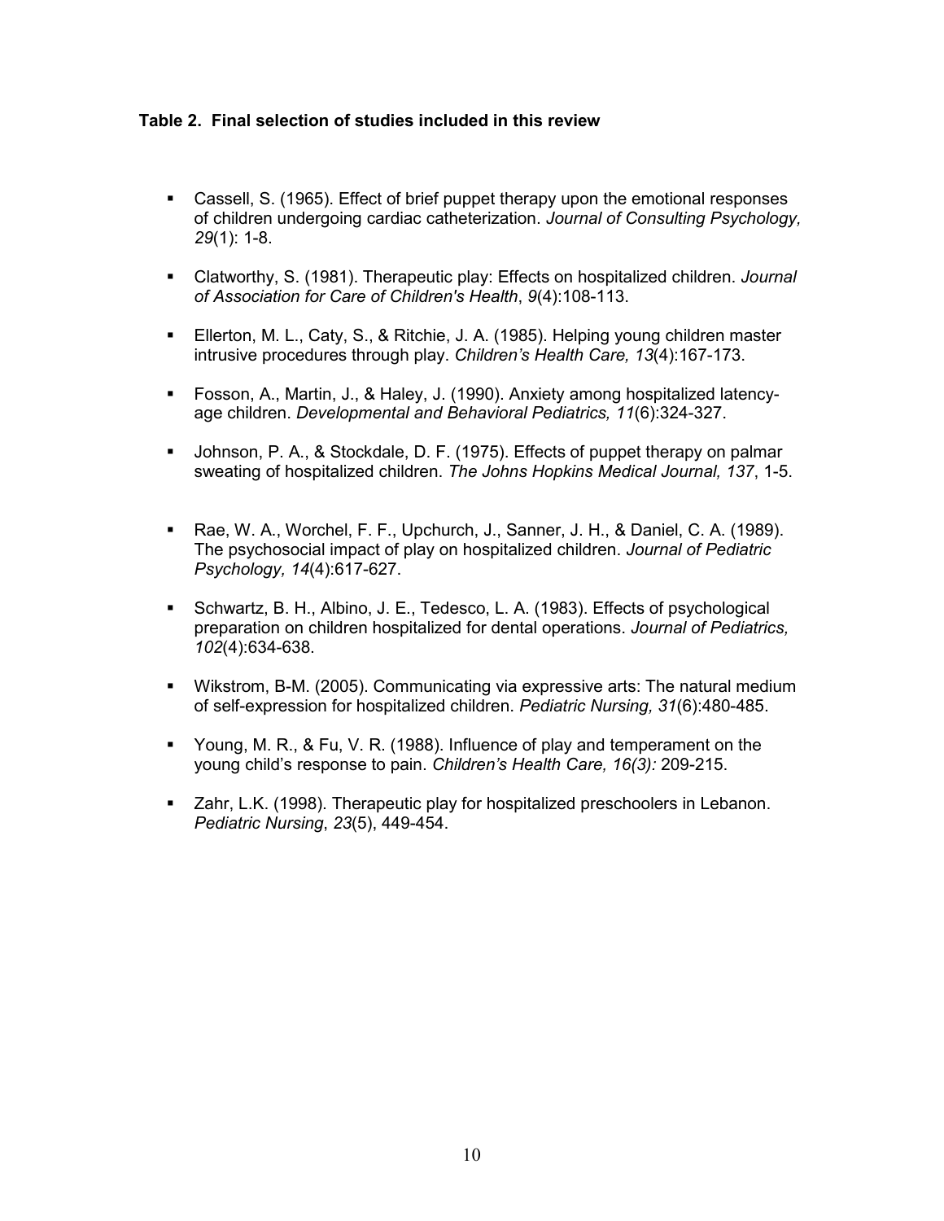**Table 2. Final selection of studies included in this review**

- Cassell, S. (1965). Effect of brief puppet therapy upon the emotional responses of children undergoing cardiac catheterization. *Journal of Consulting Psychology, 29*(1): 1-8.
- Clatworthy, S. (1981). Therapeutic play: Effects on hospitalized children. *Journal of Association for Care of Children's Health*, *9*(4):108-113.
- Ellerton, M. L., Caty, S., & Ritchie, J. A. (1985). Helping young children master intrusive procedures through play. *Children's Health Care, 13*(4):167-173.
- Fosson, A., Martin, J., & Haley, J. (1990). Anxiety among hospitalized latency-age children. *Developmental and Behavioral Pediatrics, 11*(6):324-327.
- Johnson, P. A., & Stockdale, D. F. (1975). Effects of puppet therapy on palmar sweating of hospitalized children. *The Johns Hopkins Medical Journal, 137*, 1-5.
- Rae, W. A., Worchel, F. F., Upchurch, J., Sanner, J. H., & Daniel, C. A. (1989). The psychosocial impact of play on hospitalized children. *Journal of Pediatric Psychology, 14*(4):617-627.
- Schwartz, B. H., Albino, J. E., Tedesco, L. A. (1983). Effects of psychological preparation on children hospitalized for dental operations. *Journal of Pediatrics, 102*(4):634-638.
- Wikstrom, B-M. (2005). Communicating via expressive arts: The natural medium of self-expression for hospitalized children. *Pediatric Nursing, 31*(6):480-485.
- Young, M. R., & Fu, V. R. (1988). Influence of play and temperament on the young child's response to pain. *Children's Health Care, 16(3):* 209-215.
- Zahr, L.K. (1998). Therapeutic play for hospitalized preschoolers in Lebanon. *Pediatric Nursing*, *23*(5), 449-454.